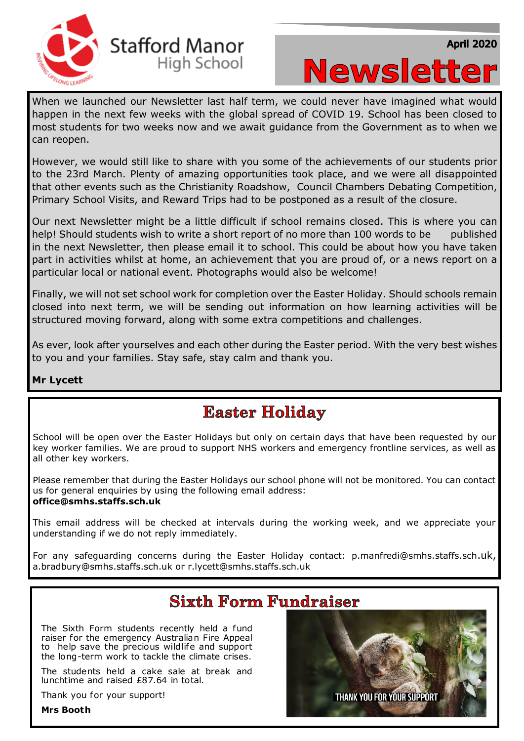Stafford Manor High School

April 2020

# Newsletter

When we launched our Newsletter last half term, we could never have imagined what would happen in the next few weeks with the global spread of COVID 19. School has been closed to most students for two weeks now and we await guidance from the Government as to when we can reopen.

However, we would still like to share with you some of the achievements of our students prior to the 23rd March. Plenty of amazing opportunities took place, and we were all disappointed that other events such as the Christianity Roadshow, Council Chambers Debating Competition, Primary School Visits, and Reward Trips had to be postponed as a result of the closure.

Our next Newsletter might be a little difficult if school remains closed. This is where you can help! Should students wish to write a short report of no more than 100 words to be published in the next Newsletter, then please email it to school. This could be about how you have taken part in activities whilst at home, an achievement that you are proud of, or a news report on a particular local or national event. Photographs would also be welcome!

Finally, we will not set school work for completion over the Easter Holiday. Should schools remain closed into next term, we will be sending out information on how learning activities will be structured moving forward, along with some extra competitions and challenges.

As ever, look after yourselves and each other during the Easter period. With the very best wishes to you and your families. Stay safe, stay calm and thank you.

**Mr Lycett**

## Easter Holiday

School will be open over the Easter Holidays but only on certain days that have been requested by our key worker families. We are proud to support NHS workers and emergency frontline services, as well as all other key workers.

Please remember that during the Easter Holidays our school phone will not be monitored. You can contact us for general enquiries by using the following email address:
**office@smhs.staffs.sch.uk**

This email address will be checked at intervals during the working week, and we appreciate your understanding if we do not reply immediately.

For any safeguarding concerns during the Easter Holiday contact: p.manfredi@smhs.staffs.sch.uk, a.bradbury@smhs.staffs.sch.uk or r.lycett@smhs.staffs.sch.uk

## Sixth Form Fundraiser

The Sixth Form students recently held a fund raiser for the emergency Australian Fire Appeal to help save the precious wildlife and support the long-term work to tackle the climate crises.

The students held a cake sale at break and lunchtime and raised £87.64 in total.

Thank you for your support!

**Mrs Booth**

THANK YOU FOR YOUR SUPPORT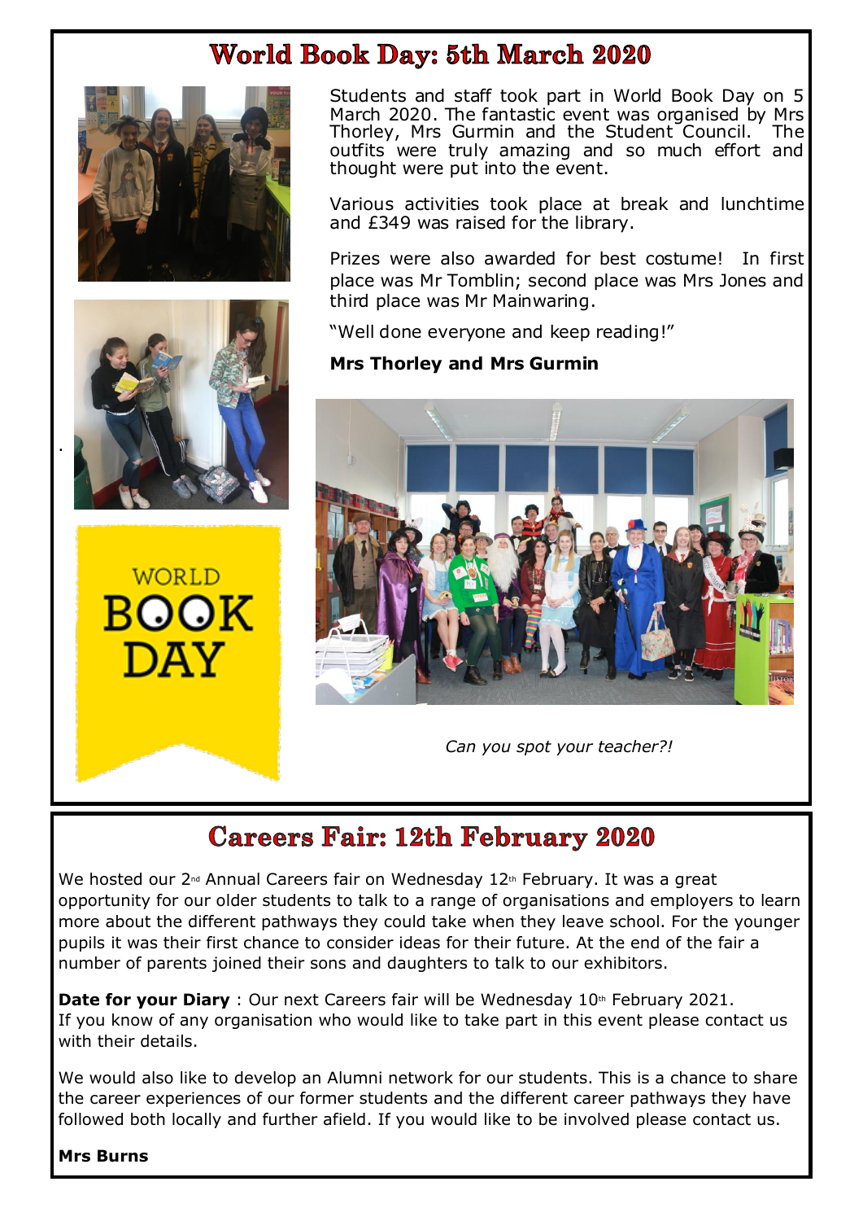## World Book Day: 5th March 2020

Students and staff took part in World Book Day on 5 March 2020. The fantastic event was organised by Mrs Thorley, Mrs Gurmin and the Student Council. The outfits were truly amazing and so much effort and thought were put into the event.

Various activities took place at break and lunchtime and £349 was raised for the library.

Prizes were also awarded for best costume! In first place was Mr Tomblin; second place was Mrs Jones and third place was Mr Mainwaring.

"Well done everyone and keep reading!"

**Mrs Thorley and Mrs Gurmin**

WORLD BOOK DAY

*Can you spot your teacher?!*

## Careers Fair: 12th February 2020

We hosted our 2nd Annual Careers fair on Wednesday 12th February. It was a great opportunity for our older students to talk to a range of organisations and employers to learn more about the different pathways they could take when they leave school. For the younger pupils it was their first chance to consider ideas for their future. At the end of the fair a number of parents joined their sons and daughters to talk to our exhibitors.

**Date for your Diary** : Our next Careers fair will be Wednesday 10th February 2021. If you know of any organisation who would like to take part in this event please contact us with their details.

We would also like to develop an Alumni network for our students. This is a chance to share the career experiences of our former students and the different career pathways they have followed both locally and further afield. If you would like to be involved please contact us.

**Mrs Burns**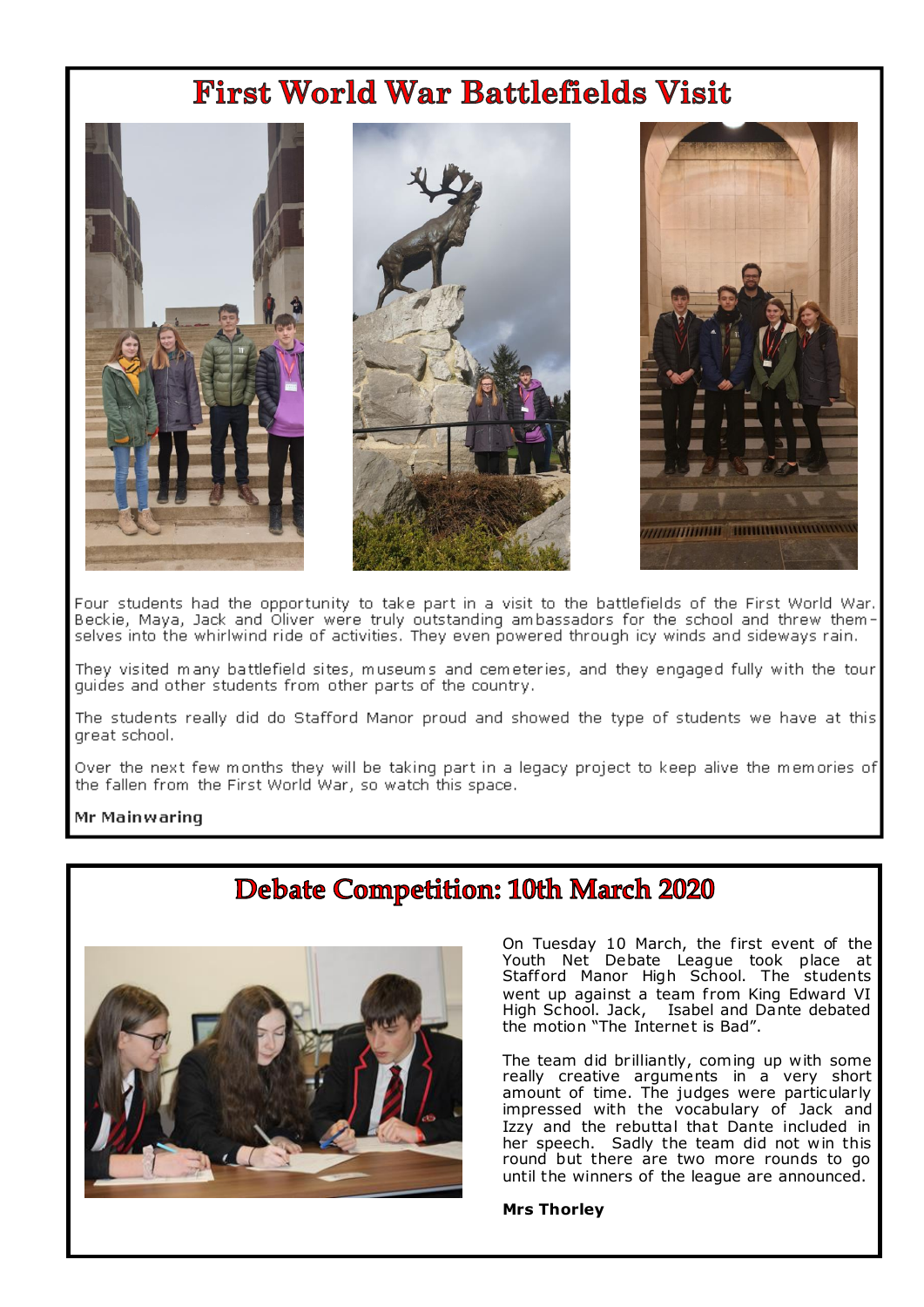# First World War Battlefields Visit

Four students had the opportunity to take part in a visit to the battlefields of the First World War. Beckie, Maya, Jack and Oliver were truly outstanding ambassadors for the school and threw themselves into the whirlwind ride of activities. They even powered through icy winds and sideways rain.

They visited many battlefield sites, museums and cemeteries, and they engaged fully with the tour guides and other students from other parts of the country.

The students really did do Stafford Manor proud and showed the type of students we have at this great school.

Over the next few months they will be taking part in a legacy project to keep alive the memories of the fallen from the First World War, so watch this space.

**Mr Mainwaring**

# Debate Competition: 10th March 2020

On Tuesday 10 March, the first event of the Youth Net Debate League took place at Stafford Manor High School. The students went up against a team from King Edward VI High School. Jack, Isabel and Dante debated the motion "The Internet is Bad".

The team did brilliantly, coming up with some really creative arguments in a very short amount of time. The judges were particularly impressed with the vocabulary of Jack and Izzy and the rebuttal that Dante included in her speech. Sadly the team did not win this round but there are two more rounds to go until the winners of the league are announced.

**Mrs Thorley**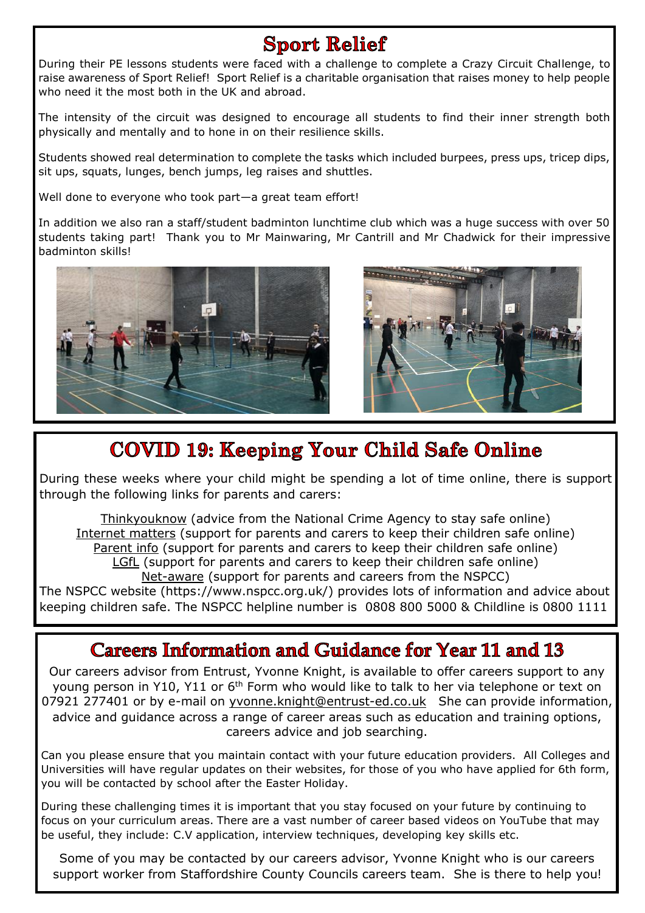## Sport Relief

During their PE lessons students were faced with a challenge to complete a Crazy Circuit Challenge, to raise awareness of Sport Relief! Sport Relief is a charitable organisation that raises money to help people who need it the most both in the UK and abroad.

The intensity of the circuit was designed to encourage all students to find their inner strength both physically and mentally and to hone in on their resilience skills.

Students showed real determination to complete the tasks which included burpees, press ups, tricep dips, sit ups, squats, lunges, bench jumps, leg raises and shuttles.

Well done to everyone who took part—a great team effort!

In addition we also ran a staff/student badminton lunchtime club which was a huge success with over 50 students taking part! Thank you to Mr Mainwaring, Mr Cantrill and Mr Chadwick for their impressive badminton skills!

## COVID 19: Keeping Your Child Safe Online

During these weeks where your child might be spending a lot of time online, there is support through the following links for parents and carers:

Thinkyouknow (advice from the National Crime Agency to stay safe online)
Internet matters (support for parents and carers to keep their children safe online)
Parent info (support for parents and carers to keep their children safe online)
LGfL (support for parents and carers to keep their children safe online)
Net-aware (support for parents and careers from the NSPCC)
The NSPCC website (https://www.nspcc.org.uk/) provides lots of information and advice about keeping children safe. The NSPCC helpline number is 0808 800 5000 & Childline is 0800 1111

## Careers Information and Guidance for Year 11 and 13

Our careers advisor from Entrust, Yvonne Knight, is available to offer careers support to any young person in Y10, Y11 or 6th Form who would like to talk to her via telephone or text on 07921 277401 or by e-mail on yvonne.knight@entrust-ed.co.uk She can provide information, advice and guidance across a range of career areas such as education and training options, careers advice and job searching.

Can you please ensure that you maintain contact with your future education providers. All Colleges and Universities will have regular updates on their websites, for those of you who have applied for 6th form, you will be contacted by school after the Easter Holiday.

During these challenging times it is important that you stay focused on your future by continuing to focus on your curriculum areas. There are a vast number of career based videos on YouTube that may be useful, they include: C.V application, interview techniques, developing key skills etc.

Some of you may be contacted by our careers advisor, Yvonne Knight who is our careers support worker from Staffordshire County Councils careers team. She is there to help you!